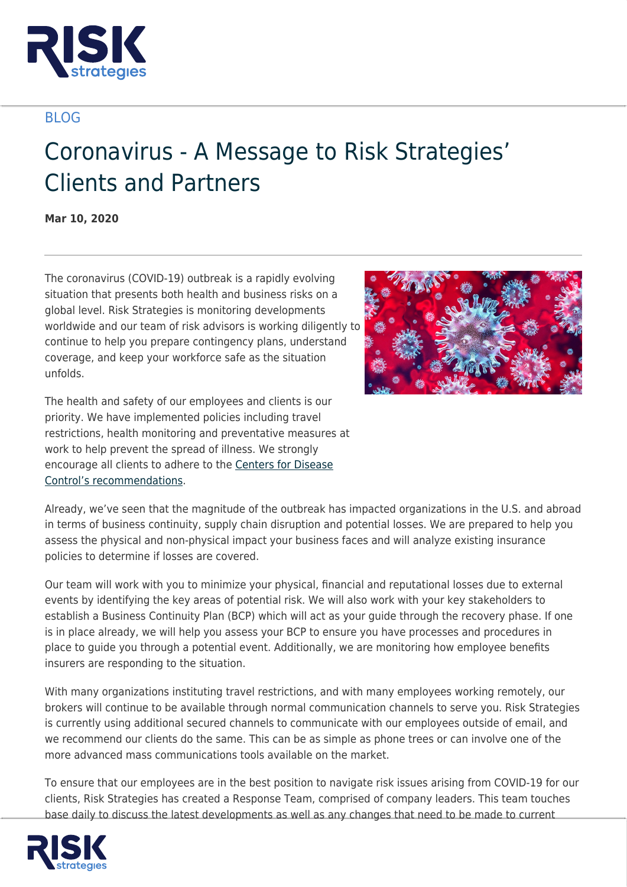BLOG

# Coronavirus - A Message to Risk Strategies' Clients and Partners

**Mar 10, 2020**

The coronavirus (COVID-19) outbreak is a rapidly evolving situation that presents both health and business risks on a global level. Risk Strategies is monitoring developments worldwide and our team of risk advisors is working diligently to continue to help you prepare contingency plans, understand coverage, and keep your workforce safe as the situation unfolds.

The health and safety of our employees and clients is our priority. We have implemented policies including travel restrictions, health monitoring and preventative measures at work to help prevent the spread of illness. We strongly encourage all clients to adhere to the Centers for Disease Control's recommendations.

Already, we've seen that the magnitude of the outbreak has impacted organizations in the U.S. and abroad in terms of business continuity, supply chain disruption and potential losses. We are prepared to help you assess the physical and non-physical impact your business faces and will analyze existing insurance policies to determine if losses are covered.

Our team will work with you to minimize your physical, financial and reputational losses due to external events by identifying the key areas of potential risk. We will also work with your key stakeholders to establish a Business Continuity Plan (BCP) which will act as your guide through the recovery phase. If one is in place already, we will help you assess your BCP to ensure you have processes and procedures in place to guide you through a potential event. Additionally, we are monitoring how employee benefits insurers are responding to the situation.

With many organizations instituting travel restrictions, and with many employees working remotely, our brokers will continue to be available through normal communication channels to serve you. Risk Strategies is currently using additional secured channels to communicate with our employees outside of email, and we recommend our clients do the same. This can be as simple as phone trees or can involve one of the more advanced mass communications tools available on the market.

To ensure that our employees are in the best position to navigate risk issues arising from COVID-19 for our clients, Risk Strategies has created a Response Team, comprised of company leaders. This team touches base daily to discuss the latest developments as well as any changes that need to be made to current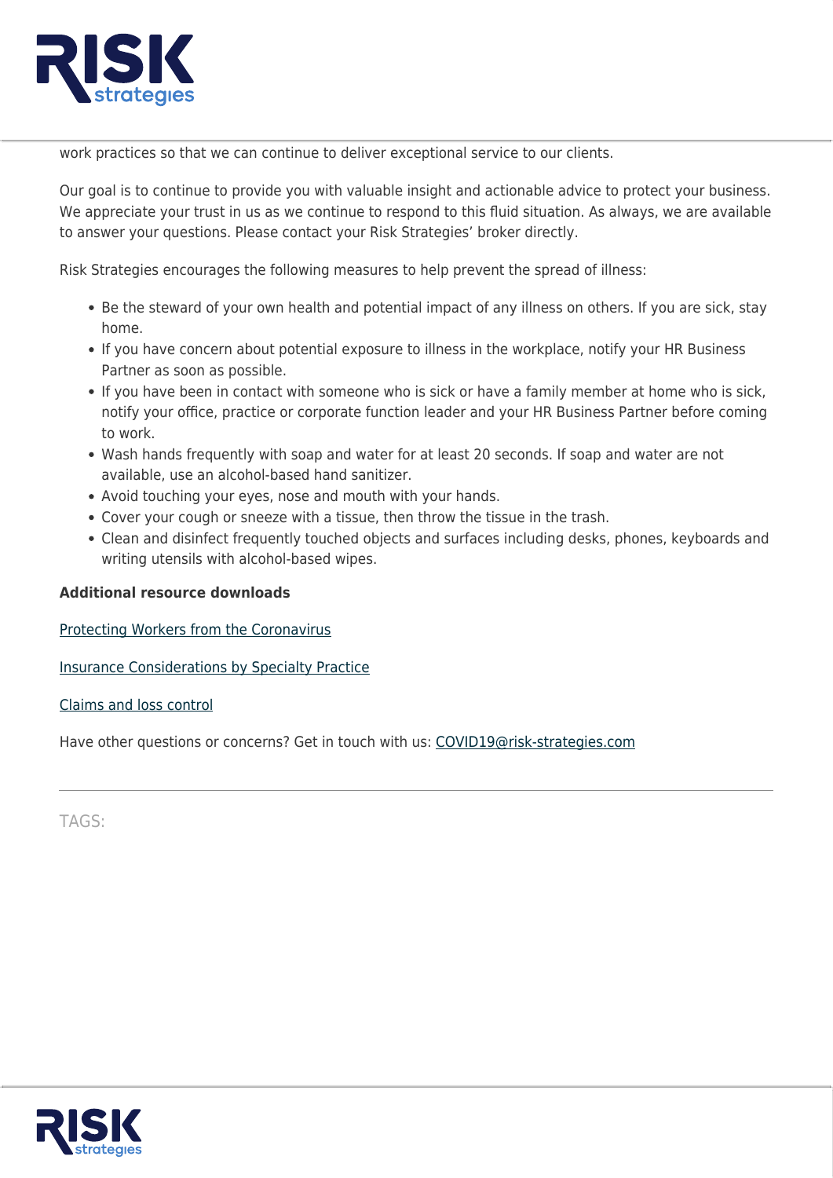work practices so that we can continue to deliver exceptional service to our clients.

Our goal is to continue to provide you with valuable insight and actionable advice to protect your business. We appreciate your trust in us as we continue to respond to this fluid situation. As always, we are available to answer your questions. Please contact your Risk Strategies' broker directly.

Risk Strategies encourages the following measures to help prevent the spread of illness:

- Be the steward of your own health and potential impact of any illness on others. If you are sick, stay home.
- If you have concern about potential exposure to illness in the workplace, notify your HR Business Partner as soon as possible.
- If you have been in contact with someone who is sick or have a family member at home who is sick, notify your office, practice or corporate function leader and your HR Business Partner before coming to work.
- Wash hands frequently with soap and water for at least 20 seconds. If soap and water are not available, use an alcohol-based hand sanitizer.
- Avoid touching your eyes, nose and mouth with your hands.
- Cover your cough or sneeze with a tissue, then throw the tissue in the trash.
- Clean and disinfect frequently touched objects and surfaces including desks, phones, keyboards and writing utensils with alcohol-based wipes.

**Additional resource downloads**

Protecting Workers from the Coronavirus

Insurance Considerations by Specialty Practice

Claims and loss control

Have other questions or concerns? Get in touch with us: COVID19@risk-strategies.com

---

TAGS: